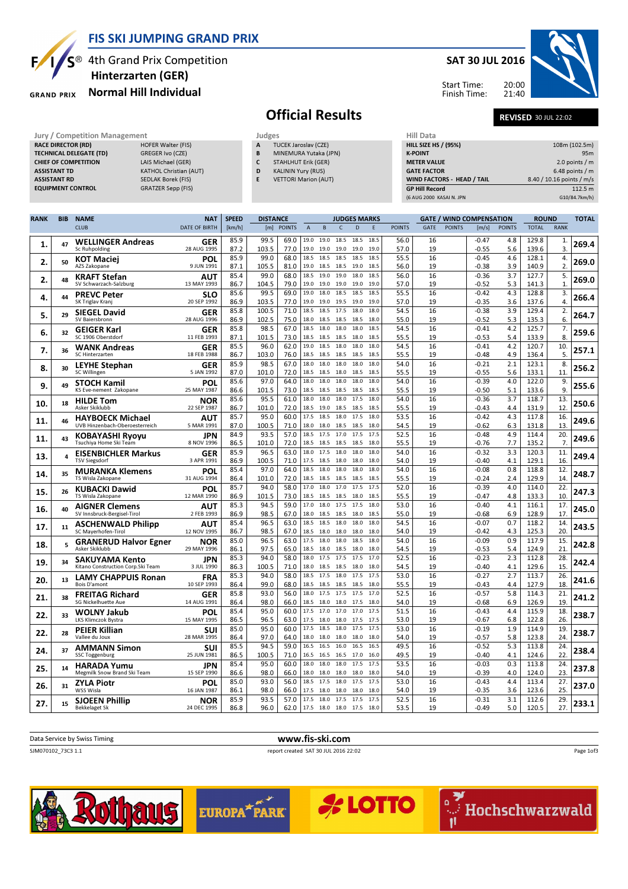# FIS SKI JUMPING GRAND PRIX

## 4th Grand Prix Competition
## Hinterzarten (GER)
## Normal Hill Individual

**SAT 30 JUL 2016**

Start Time: 20:00
Finish Time: 21:40

# Official Results

**REVISED** 30 JUL 22:02

| Jury / Competition Management | |
|---|---|
| RACE DIRECTOR (RD) | HOFER Walter (FIS) |
| TECHNICAL DELEGATE (TD) | GREGER Ivo (CZE) |
| CHIEF OF COMPETITION | LAIS Michael (GER) |
| ASSISTANT TD | KATHOL Christian (AUT) |
| ASSISTANT RD | SEDLAK Borek (FIS) |
| EQUIPMENT CONTROL | GRATZER Sepp (FIS) |

| Judges | |
|---|---|
| A | TUCEK Jaroslav (CZE) |
| B | MINEMURA Yutaka (JPN) |
| C | STAHLHUT Erik (GER) |
| D | KALININ Yury (RUS) |
| E | VETTORI Marion (AUT) |

| Hill Data | |
|---|---|
| HILL SIZE HS / (95%) | 108m (102.5m) |
| K-POINT | 95m |
| METER VALUE | 2.0 points / m |
| GATE FACTOR | 6.48 points / m |
| WIND FACTORS - HEAD / TAIL | 8.40 / 10.16 points / m/s |
| GP Hill Record (6 AUG 2000 KASAI N. JPN) | 112.5 m (G10/84.7km/h) |

| RANK | BIB | NAME / CLUB | NAT / DATE OF BIRTH | SPEED [km/h] | DISTANCE [m] | DISTANCE POINTS | A | B | C | D | E | JUDGES POINTS | GATE | GATE POINTS | WIND [m/s] | WIND POINTS | ROUND TOTAL | ROUND RANK | TOTAL |
|---|---|---|---|---|---|---|---|---|---|---|---|---|---|---|---|---|---|---|---|
| 1. | 47 | WELLINGER Andreas | GER | 85.9 | 99.5 | 69.0 | 19.0 | 19.0 | 18.5 | 18.5 | 18.5 | 56.0 | 16 | | -0.47 | 4.8 | 129.8 | 1. | 269.4 |
| | | Sc Ruhpolding | 28 AUG 1995 | 87.2 | 103.5 | 77.0 | 19.0 | 19.0 | 19.0 | 19.0 | 19.0 | 57.0 | 19 | | -0.55 | 5.6 | 139.6 | 3. | |
| 2. | 50 | KOT Maciej | POL | 85.9 | 99.0 | 68.0 | 18.5 | 18.5 | 18.5 | 18.5 | 18.5 | 55.5 | 16 | | -0.45 | 4.6 | 128.1 | 4. | 269.0 |
| | | AZS Zakopane | 9 JUN 1991 | 87.1 | 105.5 | 81.0 | 19.0 | 18.5 | 18.5 | 19.0 | 18.5 | 56.0 | 19 | | -0.38 | 3.9 | 140.9 | 2. | |
| 2. | 48 | KRAFT Stefan | AUT | 85.4 | 99.0 | 68.0 | 18.5 | 19.0 | 19.0 | 18.0 | 18.5 | 56.0 | 16 | | -0.36 | 3.7 | 127.7 | 5. | 269.0 |
| | | SV Schwarzach-Salzburg | 13 MAY 1993 | 86.7 | 104.5 | 79.0 | 19.0 | 19.0 | 19.0 | 19.0 | 19.0 | 57.0 | 19 | | -0.52 | 5.3 | 141.3 | 1. | |
| 4. | 44 | PREVC Peter | SLO | 85.6 | 99.5 | 69.0 | 19.0 | 18.0 | 18.5 | 18.5 | 18.5 | 55.5 | 16 | | -0.42 | 4.3 | 128.8 | 3. | 266.4 |
| | | SK Triglav Kranj | 20 SEP 1992 | 86.9 | 103.5 | 77.0 | 19.0 | 19.0 | 19.5 | 19.0 | 19.0 | 57.0 | 19 | | -0.35 | 3.6 | 137.6 | 4. | |
| 5. | 29 | SIEGEL David | GER | 85.8 | 100.5 | 71.0 | 18.5 | 18.5 | 17.5 | 18.0 | 18.0 | 54.5 | 16 | | -0.38 | 3.9 | 129.4 | 2. | 264.7 |
| | | SV Baiersbronn | 28 AUG 1996 | 86.9 | 102.5 | 75.0 | 18.0 | 18.5 | 18.5 | 18.5 | 18.0 | 55.0 | 19 | | -0.52 | 5.3 | 135.3 | 6. | |
| 6. | 32 | GEIGER Karl | GER | 85.8 | 98.5 | 67.0 | 18.5 | 18.0 | 18.0 | 18.0 | 18.5 | 54.5 | 16 | | -0.41 | 4.2 | 125.7 | 7. | 259.6 |
| | | SC 1906 Oberstdorf | 11 FEB 1993 | 87.1 | 101.5 | 73.0 | 18.5 | 18.5 | 18.5 | 18.0 | 18.5 | 55.5 | 19 | | -0.53 | 5.4 | 133.9 | 8. | |
| 7. | 36 | WANK Andreas | GER | 85.5 | 96.0 | 62.0 | 19.0 | 18.5 | 18.0 | 18.0 | 18.0 | 54.5 | 16 | | -0.41 | 4.2 | 120.7 | 10. | 257.1 |
| | | SC Hinterzarten | 18 FEB 1988 | 86.7 | 103.0 | 76.0 | 18.5 | 18.5 | 18.5 | 18.5 | 18.5 | 55.5 | 19 | | -0.48 | 4.9 | 136.4 | 5. | |
| 8. | 30 | LEYHE Stephan | GER | 85.9 | 98.5 | 67.0 | 18.0 | 18.0 | 18.0 | 18.0 | 18.0 | 54.0 | 16 | | -0.21 | 2.1 | 123.1 | 8. | 256.2 |
| | | SC Willingen | 5 JAN 1992 | 87.0 | 101.0 | 72.0 | 18.5 | 18.5 | 18.0 | 18.5 | 18.5 | 55.5 | 19 | | -0.55 | 5.6 | 133.1 | 11. | |
| 9. | 49 | STOCH Kamil | POL | 85.6 | 97.0 | 64.0 | 18.0 | 18.0 | 18.0 | 18.0 | 18.0 | 54.0 | 16 | | -0.39 | 4.0 | 122.0 | 9. | 255.6 |
| | | KS Eve-nement Zakopane | 25 MAY 1987 | 86.6 | 101.5 | 73.0 | 18.5 | 18.5 | 18.5 | 18.5 | 18.5 | 55.5 | 19 | | -0.50 | 5.1 | 133.6 | 9. | |
| 10. | 18 | HILDE Tom | NOR | 85.6 | 95.5 | 61.0 | 18.0 | 18.0 | 18.0 | 17.5 | 18.0 | 54.0 | 16 | | -0.36 | 3.7 | 118.7 | 13. | 250.6 |
| | | Asker Skiklubb | 22 SEP 1987 | 86.7 | 101.0 | 72.0 | 18.5 | 19.0 | 18.5 | 18.5 | 18.5 | 55.5 | 19 | | -0.43 | 4.4 | 131.9 | 12. | |
| 11. | 46 | HAYBOECK Michael | AUT | 85.7 | 95.0 | 60.0 | 17.5 | 18.5 | 18.0 | 17.5 | 18.0 | 53.5 | 16 | | -0.42 | 4.3 | 117.8 | 16. | 249.6 |
| | | UVB Hinzenbach-Oberoesterreich | 5 MAR 1991 | 87.0 | 100.5 | 71.0 | 18.0 | 18.0 | 18.5 | 18.5 | 18.0 | 54.5 | 19 | | -0.62 | 6.3 | 131.8 | 13. | |
| 11. | 43 | KOBAYASHI Ryoyu | JPN | 84.9 | 93.5 | 57.0 | 18.5 | 17.5 | 17.0 | 17.5 | 17.5 | 52.5 | 16 | | -0.48 | 4.9 | 114.4 | 20. | 249.6 |
| | | Tsuchiya Home Ski Team | 8 NOV 1996 | 86.5 | 101.0 | 72.0 | 18.5 | 18.5 | 18.5 | 18.5 | 18.0 | 55.5 | 19 | | -0.76 | 7.7 | 135.2 | 7. | |
| 13. | 4 | EISENBICHLER Markus | GER | 85.9 | 96.5 | 63.0 | 18.0 | 17.5 | 18.0 | 18.0 | 18.0 | 54.0 | 16 | | -0.32 | 3.3 | 120.3 | 11. | 249.4 |
| | | TSV Siegsdorf | 3 APR 1991 | 86.9 | 100.5 | 71.0 | 17.5 | 18.5 | 18.0 | 18.0 | 18.0 | 54.0 | 19 | | -0.40 | 4.1 | 129.1 | 16. | |
| 14. | 35 | MURANKA Klemens | POL | 85.4 | 97.0 | 64.0 | 18.5 | 18.0 | 18.0 | 18.0 | 18.0 | 54.0 | 16 | | -0.08 | 0.8 | 118.8 | 12. | 248.7 |
| | | TS Wisla Zakopane | 31 AUG 1994 | 86.4 | 101.0 | 72.0 | 18.5 | 18.5 | 18.5 | 18.5 | 18.5 | 55.5 | 19 | | -0.24 | 2.4 | 129.9 | 14. | |
| 15. | 26 | KUBACKI Dawid | POL | 85.7 | 94.0 | 58.0 | 17.0 | 18.0 | 17.0 | 17.5 | 17.5 | 52.0 | 16 | | -0.39 | 4.0 | 114.0 | 22. | 247.3 |
| | | TS Wisla Zakopane | 12 MAR 1990 | 86.9 | 101.5 | 73.0 | 18.5 | 18.5 | 18.5 | 18.0 | 18.5 | 55.5 | 19 | | -0.47 | 4.8 | 133.3 | 10. | |
| 16. | 40 | AIGNER Clemens | AUT | 85.3 | 94.5 | 59.0 | 17.0 | 18.0 | 17.5 | 17.5 | 18.0 | 53.0 | 16 | | -0.40 | 4.1 | 116.1 | 17. | 245.0 |
| | | SV Innsbruck-Bergisel-Tirol | 2 FEB 1993 | 86.9 | 98.5 | 67.0 | 18.0 | 18.5 | 18.5 | 18.0 | 18.5 | 55.0 | 19 | | -0.68 | 6.9 | 128.9 | 17. | |
| 17. | 11 | ASCHENWALD Philipp | AUT | 85.4 | 96.5 | 63.0 | 18.5 | 18.5 | 18.0 | 18.0 | 18.0 | 54.5 | 16 | | -0.07 | 0.7 | 118.2 | 14. | 243.5 |
| | | SC Mayerhofen-Tirol | 12 NOV 1995 | 86.7 | 98.5 | 67.0 | 18.0 | 18.0 | 18.0 | 18.0 | 18.0 | 54.0 | 19 | | -0.42 | 4.3 | 125.3 | 20. | |
| 18. | 5 | GRANERUD Halvor Egner | NOR | 85.0 | 96.5 | 63.0 | 17.5 | 18.0 | 18.0 | 18.5 | 18.0 | 54.0 | 16 | | -0.09 | 0.9 | 117.9 | 15. | 242.8 |
| | | Asker Skiklubb | 29 MAY 1996 | 86.1 | 97.5 | 65.0 | 18.5 | 18.0 | 18.5 | 18.5 | 18.0 | 54.5 | 19 | | -0.53 | 5.4 | 124.9 | 21. | |
| 19. | 34 | SAKUYAMA Kento | JPN | 85.3 | 94.0 | 58.0 | 18.0 | 17.5 | 17.5 | 17.5 | 17.0 | 52.5 | 16 | | -0.23 | 2.3 | 112.8 | 28. | 242.4 |
| | | Kitano Construction Corp.Ski Team | 3 JUL 1990 | 86.3 | 100.5 | 71.0 | 18.0 | 18.5 | 18.0 | 18.0 | 18.0 | 54.5 | 19 | | -0.40 | 4.1 | 129.6 | 15. | |
| 20. | 13 | LAMY CHAPPUIS Ronan | FRA | 85.3 | 94.0 | 58.0 | 18.5 | 17.5 | 18.0 | 17.5 | 17.5 | 53.0 | 16 | | -0.27 | 2.7 | 113.7 | 26. | 241.6 |
| | | Bois D'amont | 10 SEP 1993 | 86.4 | 99.0 | 68.0 | 18.5 | 18.5 | 18.5 | 18.5 | 18.0 | 55.5 | 19 | | -0.43 | 4.4 | 127.9 | 18. | |
| 21. | 38 | FREITAG Richard | GER | 85.8 | 93.0 | 56.0 | 18.0 | 17.5 | 17.5 | 17.5 | 17.0 | 52.5 | 16 | | -0.57 | 5.8 | 114.3 | 21. | 241.2 |
| | | SG Nickelhuette Aue | 14 AUG 1991 | 86.4 | 98.0 | 66.0 | 18.5 | 18.0 | 18.0 | 17.5 | 18.0 | 54.0 | 19 | | -0.68 | 6.9 | 126.9 | 19. | |
| 22. | 33 | WOLNY Jakub | POL | 85.4 | 95.0 | 60.0 | 17.5 | 17.0 | 17.0 | 17.0 | 17.5 | 51.5 | 16 | | -0.43 | 4.4 | 115.9 | 18. | 238.7 |
| | | LKS Klimczok Bystra | 15 MAY 1995 | 86.5 | 96.5 | 63.0 | 17.5 | 18.0 | 18.0 | 17.5 | 17.5 | 53.0 | 19 | | -0.67 | 6.8 | 122.8 | 26. | |
| 22. | 28 | PEIER Killian | SUI | 85.0 | 95.0 | 60.0 | 17.5 | 18.5 | 18.0 | 17.5 | 17.5 | 53.0 | 16 | | -0.19 | 1.9 | 114.9 | 19. | 238.7 |
| | | Vallee du Joux | 28 MAR 1995 | 86.4 | 97.0 | 64.0 | 18.0 | 18.0 | 18.0 | 18.0 | 18.0 | 54.0 | 19 | | -0.57 | 5.8 | 123.8 | 24. | |
| 24. | 37 | AMMANN Simon | SUI | 85.5 | 94.5 | 59.0 | 16.5 | 16.5 | 16.0 | 16.5 | 16.5 | 49.5 | 16 | | -0.52 | 5.3 | 113.8 | 24. | 238.4 |
| | | SSC Toggenburg | 25 JUN 1981 | 86.5 | 100.5 | 71.0 | 16.5 | 16.5 | 16.5 | 17.0 | 16.0 | 49.5 | 19 | | -0.40 | 4.1 | 124.6 | 22. | |
| 25. | 14 | HARADA Yumu | JPN | 85.4 | 95.0 | 60.0 | 18.0 | 18.0 | 18.0 | 17.5 | 17.5 | 53.5 | 16 | | -0.03 | 0.3 | 113.8 | 24. | 237.8 |
| | | Megmilk Snow Brand Ski Team | 15 SEP 1990 | 86.6 | 98.0 | 66.0 | 18.0 | 18.0 | 18.0 | 18.0 | 18.0 | 54.0 | 19 | | -0.39 | 4.0 | 124.0 | 23. | |
| 26. | 31 | ZYLA Piotr | POL | 85.0 | 93.0 | 56.0 | 18.5 | 17.5 | 18.0 | 17.5 | 17.5 | 53.0 | 16 | | -0.43 | 4.4 | 113.4 | 27. | 237.0 |
| | | WSS Wisla | 16 JAN 1987 | 86.1 | 98.0 | 66.0 | 17.5 | 18.0 | 18.0 | 18.0 | 18.0 | 54.0 | 19 | | -0.35 | 3.6 | 123.6 | 25. | |
| 27. | 15 | SJOEEN Phillip | NOR | 85.9 | 93.5 | 57.0 | 17.5 | 18.0 | 17.5 | 17.5 | 17.5 | 52.5 | 16 | | -0.31 | 3.1 | 112.6 | 29. | 233.1 |
| | | Bekkelaget Sk | 24 DEC 1995 | 86.8 | 96.0 | 62.0 | 17.5 | 18.0 | 18.0 | 17.5 | 18.0 | 53.5 | 19 | | -0.49 | 5.0 | 120.5 | 27. | |

Data Service by Swiss Timing

www.fis-ski.com

SJM070102_73C3 1.1 report created SAT 30 JUL 2016 22:02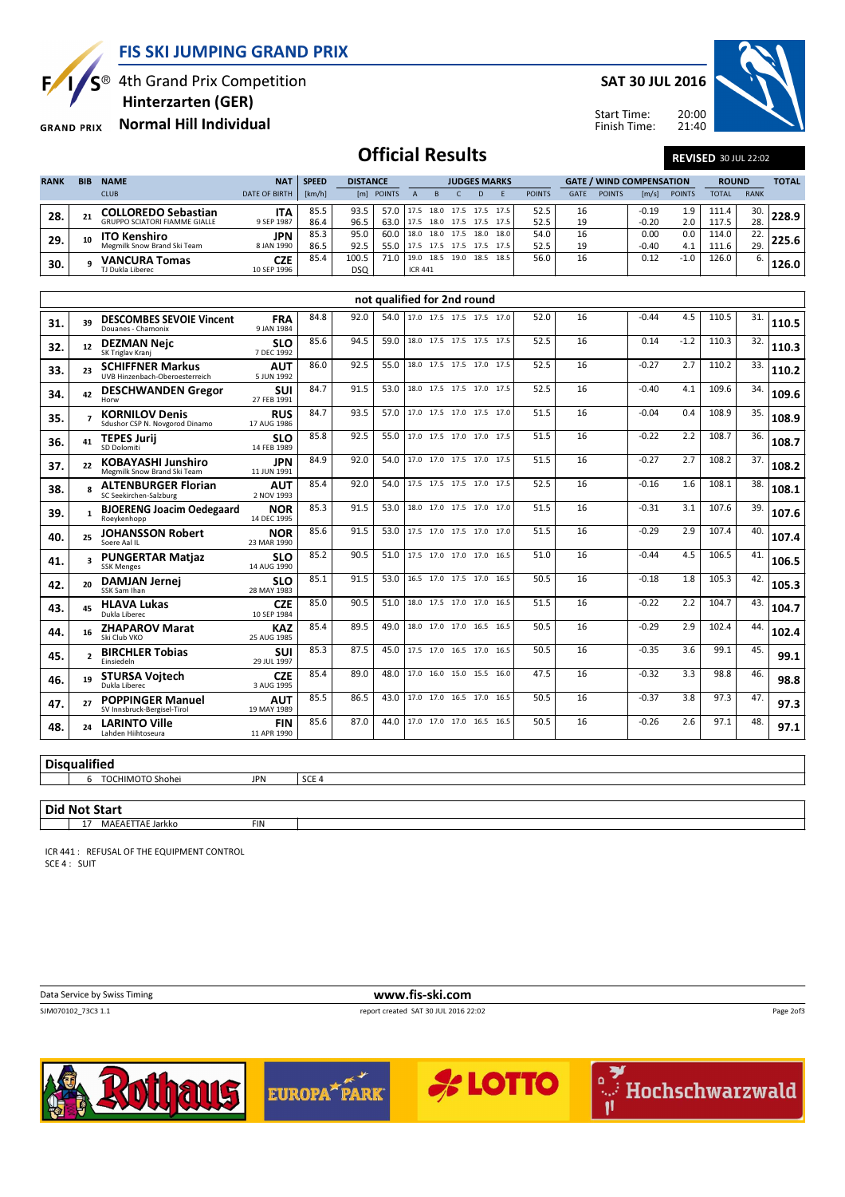# FIS SKI JUMPING GRAND PRIX

4th Grand Prix Competition
**Hinterzarten (GER)**
**Normal Hill Individual**

**SAT 30 JUL 2016**

Start Time: 20:00
Finish Time: 21:40

## Official Results

REVISED 30 JUL 22:02

| RANK | BIB | NAME / CLUB | NAT / DATE OF BIRTH | SPEED [km/h] | DISTANCE [m] | DISTANCE POINTS | A | B | C | D | E | JUDGES POINTS | GATE | GATE POINTS | WIND [m/s] | WIND POINTS | ROUND TOTAL | ROUND RANK | TOTAL |
|---|---|---|---|---|---|---|---|---|---|---|---|---|---|---|---|---|---|---|---|
| 28. | 21 | **COLLOREDO Sebastian** GRUPPO SCIATORI FIAMME GIALLE | ITA 9 SEP 1987 | 85.5 | 93.5 | 57.0 | 17.5 | 18.0 | 17.5 | 17.5 | 17.5 | 52.5 | 16 | | -0.19 | 1.9 | 111.4 | 30. | 228.9 |
| | | | | 86.4 | 96.5 | 63.0 | 17.5 | 18.0 | 17.5 | 17.5 | 17.5 | 52.5 | 19 | | -0.20 | 2.0 | 117.5 | 28. | |
| 29. | 10 | **ITO Kenshiro** Megmilk Snow Brand Ski Team | JPN 8 JAN 1990 | 85.3 | 95.0 | 60.0 | 18.0 | 18.0 | 17.5 | 18.0 | 18.0 | 54.0 | 16 | | 0.00 | 0.0 | 114.0 | 22. | 225.6 |
| | | | | 86.5 | 92.5 | 55.0 | 17.5 | 17.5 | 17.5 | 17.5 | 17.5 | 52.5 | 19 | | -0.40 | 4.1 | 111.6 | 29. | |
| 30. | 9 | **VANCURA Tomas** TJ Dukla Liberec | CZE 10 SEP 1996 | 85.4 | 100.5 | 71.0 | 19.0 | 18.5 | 19.0 | 18.5 | 18.5 | 56.0 | 16 | | 0.12 | -1.0 | 126.0 | 6. | 126.0 |
| | | | | | DSQ | | ICR 441 | | | | | | | | | | | | |

### not qualified for 2nd round

| RANK | BIB | NAME / CLUB | NAT / DATE OF BIRTH | SPEED [km/h] | DISTANCE [m] | DISTANCE POINTS | A | B | C | D | E | JUDGES POINTS | GATE | GATE POINTS | WIND [m/s] | WIND POINTS | ROUND TOTAL | ROUND RANK | TOTAL |
|---|---|---|---|---|---|---|---|---|---|---|---|---|---|---|---|---|---|---|---|
| 31. | 39 | **DESCOMBES SEVOIE Vincent** Douanes - Chamonix | FRA 9 JAN 1984 | 84.8 | 92.0 | 54.0 | 17.0 | 17.5 | 17.5 | 17.5 | 17.0 | 52.0 | 16 | | -0.44 | 4.5 | 110.5 | 31. | 110.5 |
| 32. | 12 | **DEZMAN Nejc** SK Triglav Kranj | SLO 7 DEC 1992 | 85.6 | 94.5 | 59.0 | 18.0 | 17.5 | 17.5 | 17.5 | 17.5 | 52.5 | 16 | | 0.14 | -1.2 | 110.3 | 32. | 110.3 |
| 33. | 23 | **SCHIFFNER Markus** UVB Hinzenbach-Oberoesterreich | AUT 5 JUN 1992 | 86.0 | 92.5 | 55.0 | 18.0 | 17.5 | 17.5 | 17.0 | 17.5 | 52.5 | 16 | | -0.27 | 2.7 | 110.2 | 33. | 110.2 |
| 34. | 42 | **DESCHWANDEN Gregor** Horw | SUI 27 FEB 1991 | 84.7 | 91.5 | 53.0 | 18.0 | 17.5 | 17.5 | 17.0 | 17.5 | 52.5 | 16 | | -0.40 | 4.1 | 109.6 | 34. | 109.6 |
| 35. | 7 | **KORNILOV Denis** Sdushor CSP N. Novgorod Dinamo | RUS 17 AUG 1986 | 84.7 | 93.5 | 57.0 | 17.0 | 17.5 | 17.0 | 17.5 | 17.0 | 51.5 | 16 | | -0.04 | 0.4 | 108.9 | 35. | 108.9 |
| 36. | 41 | **TEPES Jurij** SD Dolomiti | SLO 14 FEB 1989 | 85.8 | 92.5 | 55.0 | 17.0 | 17.5 | 17.0 | 17.0 | 17.5 | 51.5 | 16 | | -0.22 | 2.2 | 108.7 | 36. | 108.7 |
| 37. | 22 | **KOBAYASHI Junshiro** Megmilk Snow Brand Ski Team | JPN 11 JUN 1991 | 84.9 | 92.0 | 54.0 | 17.0 | 17.0 | 17.5 | 17.0 | 17.5 | 51.5 | 16 | | -0.27 | 2.7 | 108.2 | 37. | 108.2 |
| 38. | 8 | **ALTENBURGER Florian** SC Seekirchen-Salzburg | AUT 2 NOV 1993 | 85.4 | 92.0 | 54.0 | 17.5 | 17.5 | 17.5 | 17.0 | 17.5 | 52.5 | 16 | | -0.16 | 1.6 | 108.1 | 38. | 108.1 |
| 39. | 1 | **BJOERENG Joacim Oedegaard** Roeykenhopp | NOR 14 DEC 1995 | 85.3 | 91.5 | 53.0 | 18.0 | 17.0 | 17.5 | 17.0 | 17.0 | 51.5 | 16 | | -0.31 | 3.1 | 107.6 | 39. | 107.6 |
| 40. | 25 | **JOHANSSON Robert** Soere Aal IL | NOR 23 MAR 1990 | 85.6 | 91.5 | 53.0 | 17.5 | 17.0 | 17.5 | 17.0 | 17.0 | 51.5 | 16 | | -0.29 | 2.9 | 107.4 | 40. | 107.4 |
| 41. | 3 | **PUNGERTAR Matjaz** SSK Menges | SLO 14 AUG 1990 | 85.2 | 90.5 | 51.0 | 17.5 | 17.0 | 17.0 | 17.0 | 16.5 | 51.0 | 16 | | -0.44 | 4.5 | 106.5 | 41. | 106.5 |
| 42. | 20 | **DAMJAN Jernej** SSK Sam Ihan | SLO 28 MAY 1983 | 85.1 | 91.5 | 53.0 | 16.5 | 17.0 | 17.5 | 17.0 | 16.5 | 50.5 | 16 | | -0.18 | 1.8 | 105.3 | 42. | 105.3 |
| 43. | 45 | **HLAVA Lukas** Dukla Liberec | CZE 10 SEP 1984 | 85.0 | 90.5 | 51.0 | 18.0 | 17.5 | 17.0 | 17.0 | 16.5 | 51.5 | 16 | | -0.22 | 2.2 | 104.7 | 43. | 104.7 |
| 44. | 16 | **ZHAPAROV Marat** Ski Club VKO | KAZ 25 AUG 1985 | 85.4 | 89.5 | 49.0 | 18.0 | 17.0 | 17.0 | 16.5 | 16.5 | 50.5 | 16 | | -0.29 | 2.9 | 102.4 | 44. | 102.4 |
| 45. | 2 | **BIRCHLER Tobias** Einsiedeln | SUI 29 JUL 1997 | 85.3 | 87.5 | 45.0 | 17.5 | 17.0 | 16.5 | 17.0 | 16.5 | 50.5 | 16 | | -0.35 | 3.6 | 99.1 | 45. | 99.1 |
| 46. | 19 | **STURSA Vojtech** Dukla Liberec | CZE 3 AUG 1995 | 85.4 | 89.0 | 48.0 | 17.0 | 16.0 | 15.0 | 15.5 | 16.0 | 47.5 | 16 | | -0.32 | 3.3 | 98.8 | 46. | 98.8 |
| 47. | 27 | **POPPINGER Manuel** SV Innsbruck-Bergisel-Tirol | AUT 19 MAY 1989 | 85.5 | 86.5 | 43.0 | 17.0 | 17.0 | 16.5 | 17.0 | 16.5 | 50.5 | 16 | | -0.37 | 3.8 | 97.3 | 47. | 97.3 |
| 48. | 24 | **LARINTO Ville** Lahden Hiihtoseura | FIN 11 APR 1990 | 85.6 | 87.0 | 44.0 | 17.0 | 17.0 | 17.0 | 16.5 | 16.5 | 50.5 | 16 | | -0.26 | 2.6 | 97.1 | 48. | 97.1 |

### Disqualified

| BIB | NAME | NAT | REASON |
|---|---|---|---|
| 6 | TOCHIMOTO Shohei | JPN | SCE 4 |

### Did Not Start

| BIB | NAME | NAT |
|---|---|---|
| 17 | MAEAETTAE Jarkko | FIN |

ICR 441 : REFUSAL OF THE EQUIPMENT CONTROL
SCE 4 : SUIT

Data Service by Swiss Timing — www.fis-ski.com

SJM070102_73C3 1.1 — report created SAT 30 JUL 2016 22:02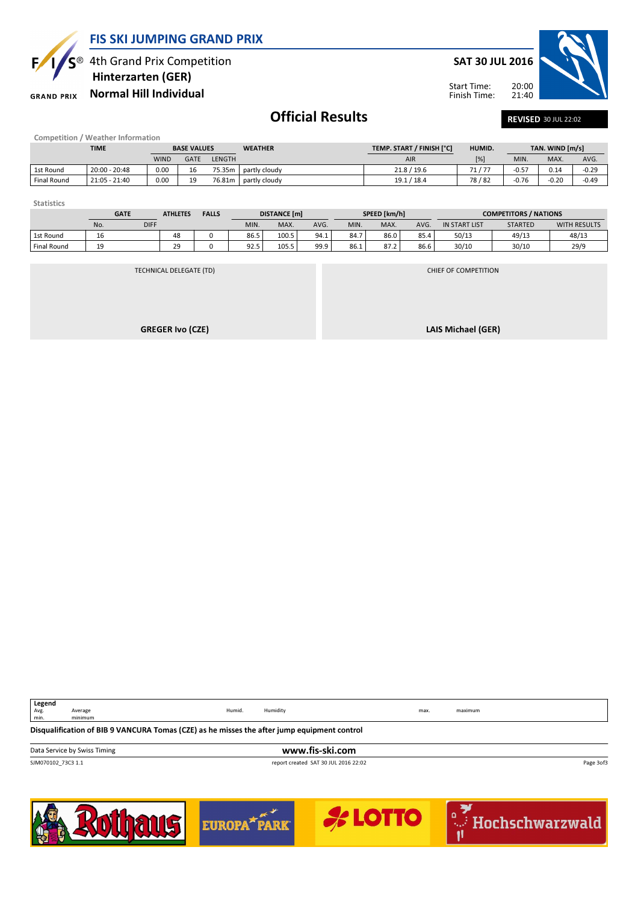# FIS SKI JUMPING GRAND PRIX

4th Grand Prix Competition
**Hinterzarten (GER)**
**Normal Hill Individual**

**SAT 30 JUL 2016**

Start Time: 20:00
Finish Time: 21:40

## Official Results

**REVISED** 30 JUL 22:02

### Competition / Weather Information

| | TIME | BASE VALUES | | | WEATHER | TEMP. START / FINISH [°C] | HUMID. | TAN. WIND [m/s] | | |
|---|---|---|---|---|---|---|---|---|---|---|
| | | WIND | GATE | LENGTH | | AIR | [%] | MIN. | MAX. | AVG. |
| 1st Round | 20:00 - 20:48 | 0.00 | 16 | 75.35m | partly cloudy | 21.8 / 19.6 | 71 / 77 | -0.57 | 0.14 | -0.29 |
| Final Round | 21:05 - 21:40 | 0.00 | 19 | 76.81m | partly cloudy | 19.1 / 18.4 | 78 / 82 | -0.76 | -0.20 | -0.49 |

### Statistics

| | GATE | | ATHLETES | FALLS | DISTANCE [m] | | | SPEED [km/h] | | | COMPETITORS / NATIONS | | |
|---|---|---|---|---|---|---|---|---|---|---|---|---|---|
| | No. | DIFF | | | MIN. | MAX. | AVG. | MIN. | MAX. | AVG. | IN START LIST | STARTED | WITH RESULTS |
| 1st Round | 16 | | 48 | 0 | 86.5 | 100.5 | 94.1 | 84.7 | 86.0 | 85.4 | 50/13 | 49/13 | 48/13 |
| Final Round | 19 | | 29 | 0 | 92.5 | 105.5 | 99.9 | 86.1 | 87.2 | 86.6 | 30/10 | 30/10 | 29/9 |

| TECHNICAL DELEGATE (TD) | CHIEF OF COMPETITION |
|---|---|
| **GREGER Ivo (CZE)** | **LAIS Michael (GER)** |

**Legend**

| | | | | | |
|---|---|---|---|---|---|
| Avg. | Average | Humid. | Humidity | max. | maximum |
| min. | minimum | | | | |

**Disqualification of BIB 9 VANCURA Tomas (CZE) as he misses the after jump equipment control**

Data Service by Swiss Timing

**www.fis-ski.com**

SJM070102_73C3 1.1

report created SAT 30 JUL 2016 22:02